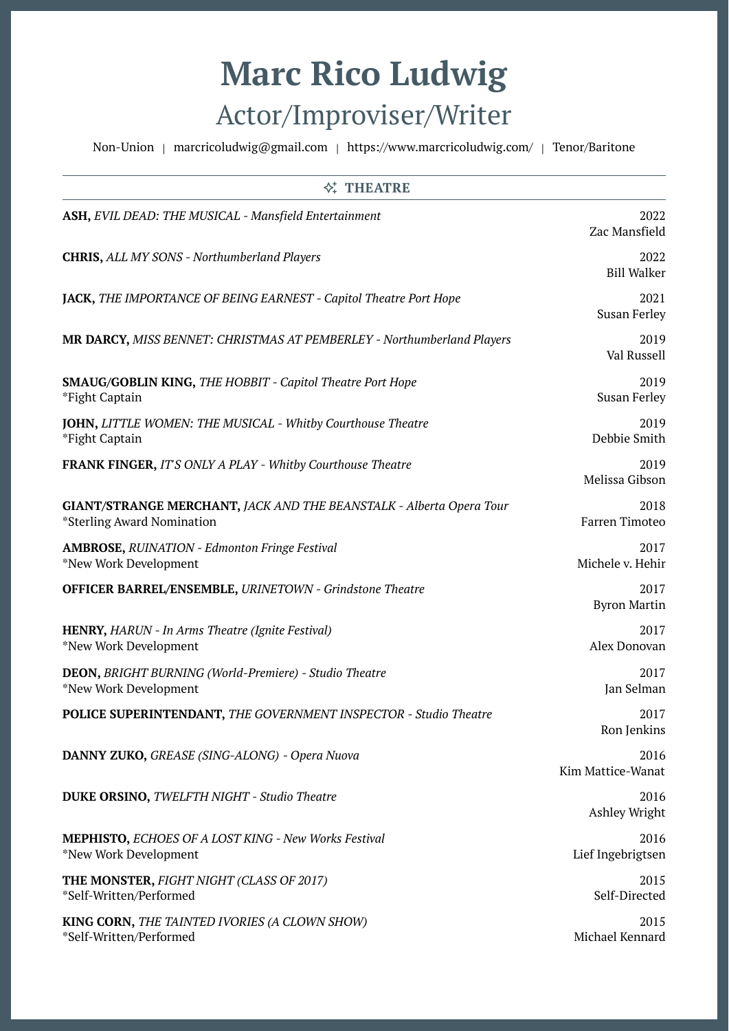# Marc Rico Ludwig

## Actor/Improviser/Writer

Non-Union | marcricoludwig@gmail.com | https://www.marcricoludwig.com/ | Tenor/Baritone

## THEATRE

**ASH,** *EVIL DEAD: THE MUSICAL - Mansfield Entertainment*
2022 — Zac Mansfield

**CHRIS,** *ALL MY SONS - Northumberland Players*
2022 — Bill Walker

**JACK,** *THE IMPORTANCE OF BEING EARNEST - Capitol Theatre Port Hope*
2021 — Susan Ferley

**MR DARCY,** *MISS BENNET: CHRISTMAS AT PEMBERLEY - Northumberland Players*
2019 — Val Russell

**SMAUG/GOBLIN KING,** *THE HOBBIT - Capitol Theatre Port Hope*
*Fight Captain
2019 — Susan Ferley

**JOHN,** *LITTLE WOMEN: THE MUSICAL - Whitby Courthouse Theatre*
*Fight Captain
2019 — Debbie Smith

**FRANK FINGER,** *IT'S ONLY A PLAY - Whitby Courthouse Theatre*
2019 — Melissa Gibson

**GIANT/STRANGE MERCHANT,** *JACK AND THE BEANSTALK - Alberta Opera Tour*
*Sterling Award Nomination
2018 — Farren Timoteo

**AMBROSE,** *RUINATION - Edmonton Fringe Festival*
*New Work Development
2017 — Michele v. Hehir

**OFFICER BARREL/ENSEMBLE,** *URINETOWN - Grindstone Theatre*
2017 — Byron Martin

**HENRY,** *HARUN - In Arms Theatre (Ignite Festival)*
*New Work Development
2017 — Alex Donovan

**DEON,** *BRIGHT BURNING (World-Premiere) - Studio Theatre*
*New Work Development
2017 — Jan Selman

**POLICE SUPERINTENDANT,** *THE GOVERNMENT INSPECTOR - Studio Theatre*
2017 — Ron Jenkins

**DANNY ZUKO,** *GREASE (SING-ALONG) - Opera Nuova*
2016 — Kim Mattice-Wanat

**DUKE ORSINO,** *TWELFTH NIGHT - Studio Theatre*
2016 — Ashley Wright

**MEPHISTO,** *ECHOES OF A LOST KING - New Works Festival*
*New Work Development
2016 — Lief Ingebrigtsen

**THE MONSTER,** *FIGHT NIGHT (CLASS OF 2017)*
*Self-Written/Performed
2015 — Self-Directed

**KING CORN,** *THE TAINTED IVORIES (A CLOWN SHOW)*
*Self-Written/Performed
2015 — Michael Kennard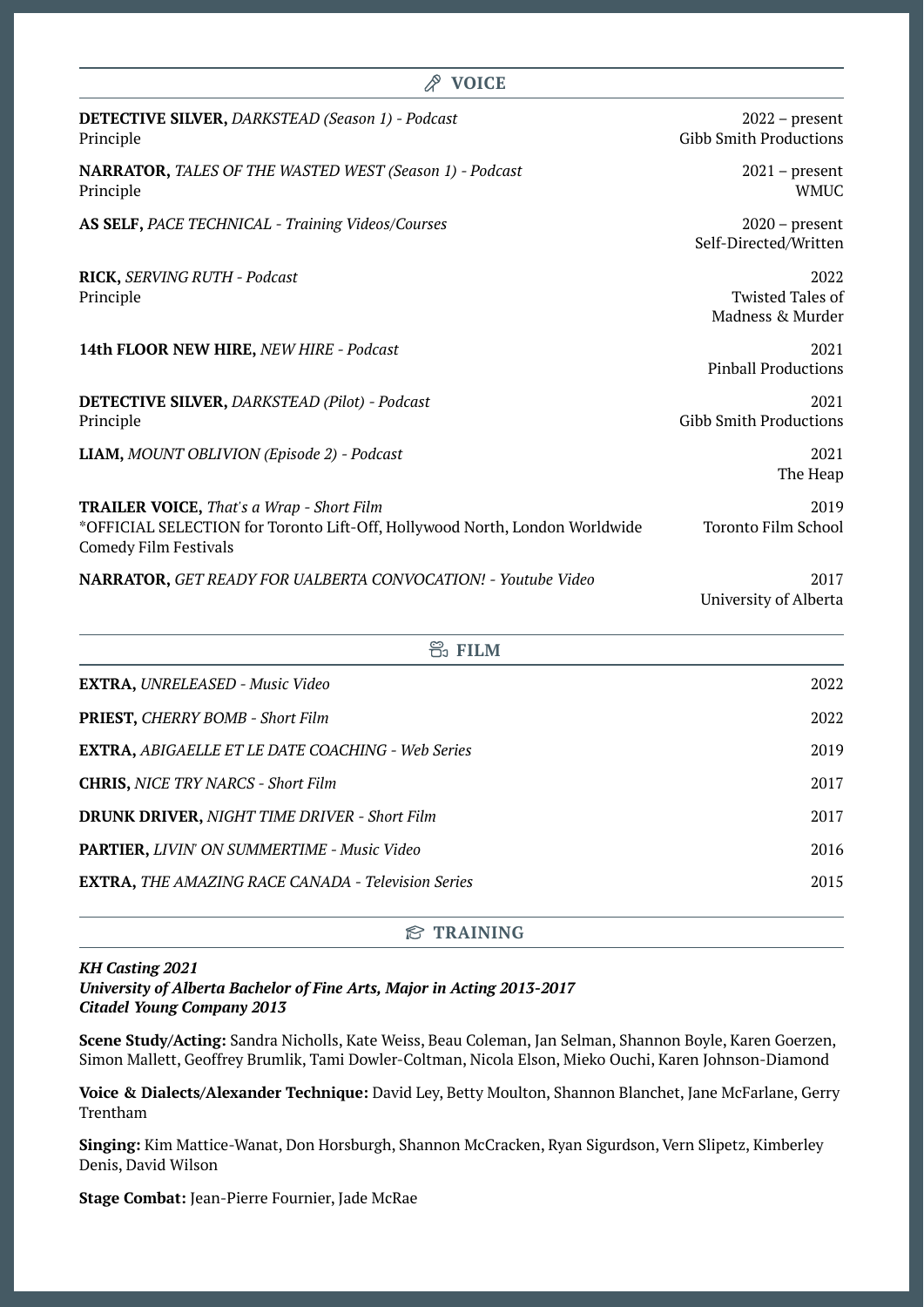## VOICE

**DETECTIVE SILVER,** *DARKSTEAD (Season 1) - Podcast*
Principle
2022 – present
Gibb Smith Productions

**NARRATOR,** *TALES OF THE WASTED WEST (Season 1) - Podcast*
Principle
2021 – present
WMUC

**AS SELF,** *PACE TECHNICAL - Training Videos/Courses*
2020 – present
Self-Directed/Written

**RICK,** *SERVING RUTH - Podcast*
Principle
2022
Twisted Tales of Madness & Murder

**14th FLOOR NEW HIRE,** *NEW HIRE - Podcast*
2021
Pinball Productions

**DETECTIVE SILVER,** *DARKSTEAD (Pilot) - Podcast*
Principle
2021
Gibb Smith Productions

**LIAM,** *MOUNT OBLIVION (Episode 2) - Podcast*
2021
The Heap

**TRAILER VOICE,** *That's a Wrap - Short Film*
*OFFICIAL SELECTION for Toronto Lift-Off, Hollywood North, London Worldwide Comedy Film Festivals
2019
Toronto Film School

**NARRATOR,** *GET READY FOR UALBERTA CONVOCATION! - Youtube Video*
2017
University of Alberta

## FILM

**EXTRA,** *UNRELEASED - Music Video* — 2022

**PRIEST,** *CHERRY BOMB - Short Film* — 2022

**EXTRA,** *ABIGAELLE ET LE DATE COACHING - Web Series* — 2019

**CHRIS,** *NICE TRY NARCS - Short Film* — 2017

**DRUNK DRIVER,** *NIGHT TIME DRIVER - Short Film* — 2017

**PARTIER,** *LIVIN' ON SUMMERTIME - Music Video* — 2016

**EXTRA,** *THE AMAZING RACE CANADA - Television Series* — 2015

## TRAINING

***KH Casting 2021***
***University of Alberta Bachelor of Fine Arts, Major in Acting 2013-2017***
***Citadel Young Company 2013***

**Scene Study/Acting:** Sandra Nicholls, Kate Weiss, Beau Coleman, Jan Selman, Shannon Boyle, Karen Goerzen, Simon Mallett, Geoffrey Brumlik, Tami Dowler-Coltman, Nicola Elson, Mieko Ouchi, Karen Johnson-Diamond

**Voice & Dialects/Alexander Technique:** David Ley, Betty Moulton, Shannon Blanchet, Jane McFarlane, Gerry Trentham

**Singing:** Kim Mattice-Wanat, Don Horsburgh, Shannon McCracken, Ryan Sigurdson, Vern Slipetz, Kimberley Denis, David Wilson

**Stage Combat:** Jean-Pierre Fournier, Jade McRae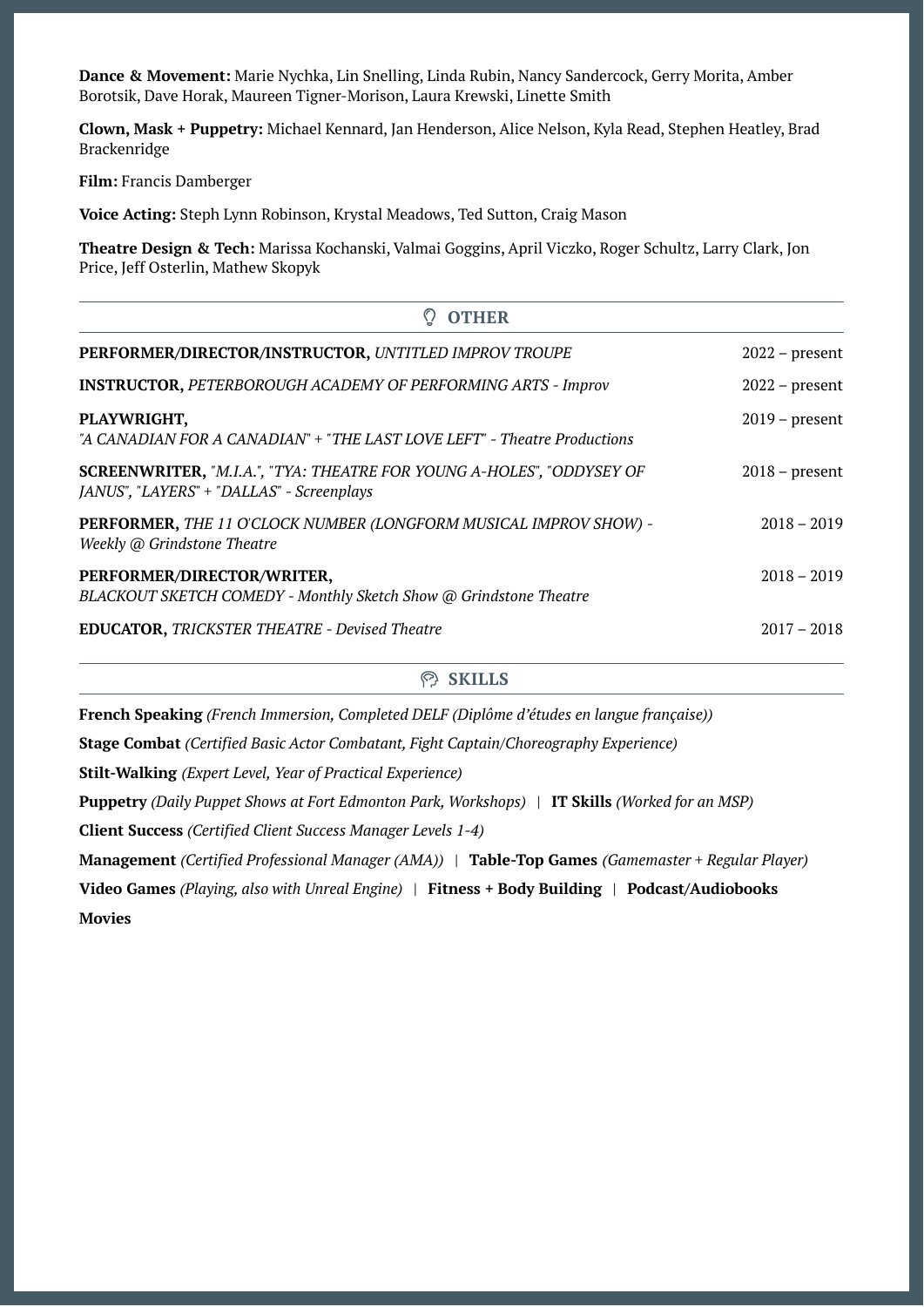**Dance & Movement:** Marie Nychka, Lin Snelling, Linda Rubin, Nancy Sandercock, Gerry Morita, Amber Borotsik, Dave Horak, Maureen Tigner-Morison, Laura Krewski, Linette Smith

**Clown, Mask + Puppetry:** Michael Kennard, Jan Henderson, Alice Nelson, Kyla Read, Stephen Heatley, Brad Brackenridge

**Film:** Francis Damberger

**Voice Acting:** Steph Lynn Robinson, Krystal Meadows, Ted Sutton, Craig Mason

**Theatre Design & Tech:** Marissa Kochanski, Valmai Goggins, April Viczko, Roger Schultz, Larry Clark, Jon Price, Jeff Osterlin, Mathew Skopyk

## OTHER

**PERFORMER/DIRECTOR/INSTRUCTOR,** *UNTITLED IMPROV TROUPE* — 2022 – present

**INSTRUCTOR,** *PETERBOROUGH ACADEMY OF PERFORMING ARTS - Improv* — 2022 – present

**PLAYWRIGHT,**
*"A CANADIAN FOR A CANADIAN" + "THE LAST LOVE LEFT" - Theatre Productions* — 2019 – present

**SCREENWRITER,** *"M.I.A.", "TYA: THEATRE FOR YOUNG A-HOLES", "ODDYSEY OF JANUS", "LAYERS" + "DALLAS" - Screenplays* — 2018 – present

**PERFORMER,** *THE 11 O'CLOCK NUMBER (LONGFORM MUSICAL IMPROV SHOW) - Weekly @ Grindstone Theatre* — 2018 – 2019

**PERFORMER/DIRECTOR/WRITER,**
*BLACKOUT SKETCH COMEDY - Monthly Sketch Show @ Grindstone Theatre* — 2018 – 2019

**EDUCATOR,** *TRICKSTER THEATRE - Devised Theatre* — 2017 – 2018

## SKILLS

**French Speaking** *(French Immersion, Completed DELF (Diplôme d'études en langue française))*

**Stage Combat** *(Certified Basic Actor Combatant, Fight Captain/Choreography Experience)*

**Stilt-Walking** *(Expert Level, Year of Practical Experience)*

**Puppetry** *(Daily Puppet Shows at Fort Edmonton Park, Workshops)* | **IT Skills** *(Worked for an MSP)*

**Client Success** *(Certified Client Success Manager Levels 1-4)*

**Management** *(Certified Professional Manager (AMA))* | **Table-Top Games** *(Gamemaster + Regular Player)*

**Video Games** *(Playing, also with Unreal Engine)* | **Fitness + Body Building** | **Podcast/Audiobooks**

**Movies**